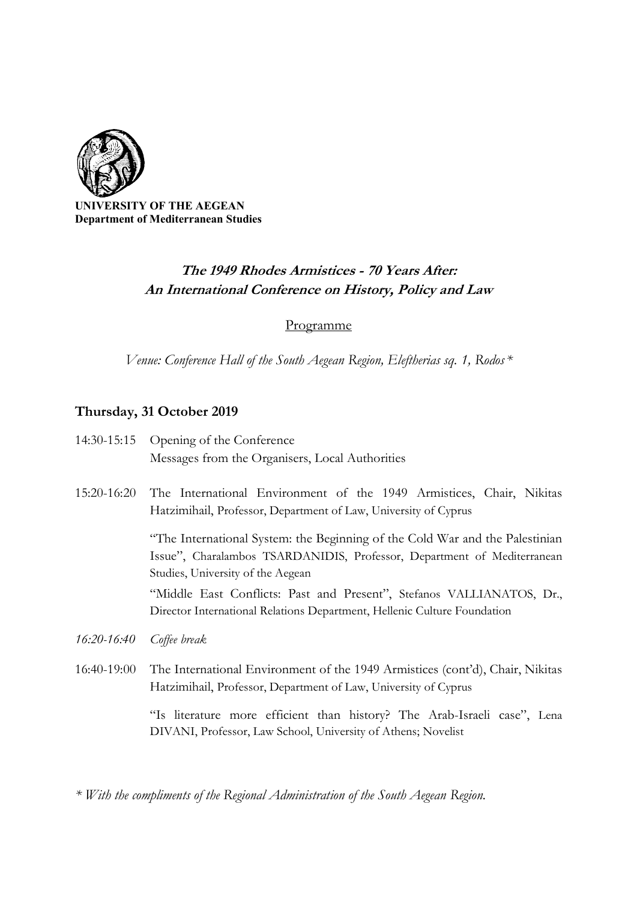**UNIVERSITY OF THE AEGEAN**
**Department of Mediterranean Studies**

# *The 1949 Rhodes Armistices - 70 Years After: An International Conference on History, Policy and Law*

## Programme

*Venue: Conference Hall of the South Aegean Region, Eleftherias sq. 1, Rodos**

### Thursday, 31 October 2019

14:30-15:15 Opening of the Conference
Messages from the Organisers, Local Authorities

15:20-16:20 The International Environment of the 1949 Armistices, Chair, Nikitas Hatzimihail, Professor, Department of Law, University of Cyprus

"The International System: the Beginning of the Cold War and the Palestinian Issue", Charalambos TSARDANIDIS, Professor, Department of Mediterranean Studies, University of the Aegean

"Middle East Conflicts: Past and Present", Stefanos VALLIANATOS, Dr., Director International Relations Department, Hellenic Culture Foundation

*16:20-16:40 Coffee break*

16:40-19:00 The International Environment of the 1949 Armistices (cont'd), Chair, Nikitas Hatzimihail, Professor, Department of Law, University of Cyprus

"Is literature more efficient than history? The Arab-Israeli case", Lena DIVANI, Professor, Law School, University of Athens; Novelist

*\* With the compliments of the Regional Administration of the South Aegean Region.*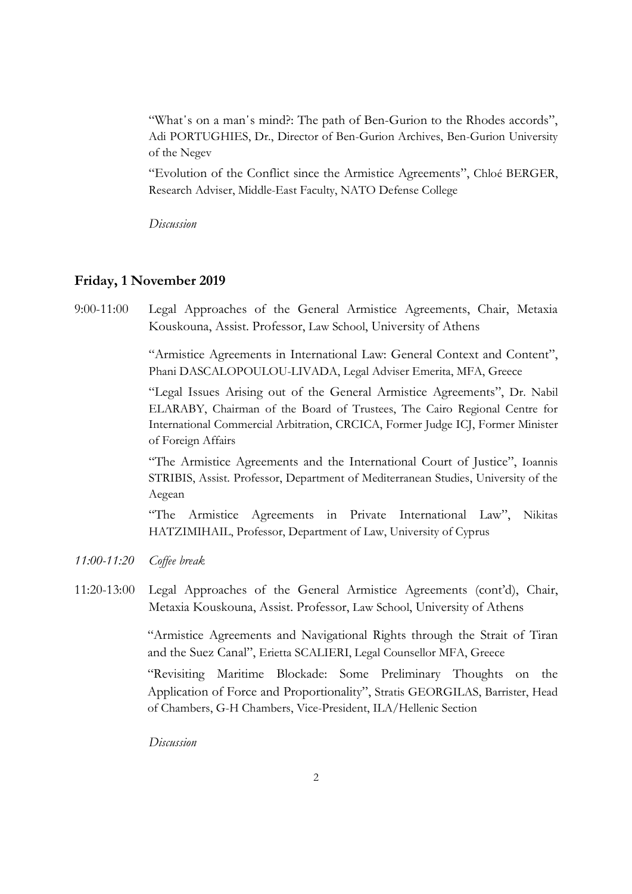"What's on a man's mind?: The path of Ben-Gurion to the Rhodes accords", Adi PORTUGHIES, Dr., Director of Ben-Gurion Archives, Ben-Gurion University of the Negev

"Evolution of the Conflict since the Armistice Agreements", Chloé BERGER, Research Adviser, Middle-East Faculty, NATO Defense College

*Discussion*

## Friday, 1 November 2019

9:00-11:00 Legal Approaches of the General Armistice Agreements, Chair, Metaxia Kouskouna, Assist. Professor, Law School, University of Athens

"Armistice Agreements in International Law: General Context and Content", Phani DASCALOPOULOU-LIVADA, Legal Adviser Emerita, MFA, Greece

"Legal Issues Arising out of the General Armistice Agreements", Dr. Nabil ELARABY, Chairman of the Board of Trustees, The Cairo Regional Centre for International Commercial Arbitration, CRCICA, Former Judge ICJ, Former Minister of Foreign Affairs

"The Armistice Agreements and the International Court of Justice", Ioannis STRIBIS, Assist. Professor, Department of Mediterranean Studies, University of the Aegean

"The Armistice Agreements in Private International Law", Nikitas HATZIMIHAIL, Professor, Department of Law, University of Cyprus

*11:00-11:20 Coffee break*

11:20-13:00 Legal Approaches of the General Armistice Agreements (cont'd), Chair, Metaxia Kouskouna, Assist. Professor, Law School, University of Athens

"Armistice Agreements and Navigational Rights through the Strait of Tiran and the Suez Canal", Erietta SCALIERI, Legal Counsellor MFA, Greece

"Revisiting Maritime Blockade: Some Preliminary Thoughts on the Application of Force and Proportionality", Stratis GEORGILAS, Barrister, Head of Chambers, G-H Chambers, Vice-President, ILA/Hellenic Section

*Discussion*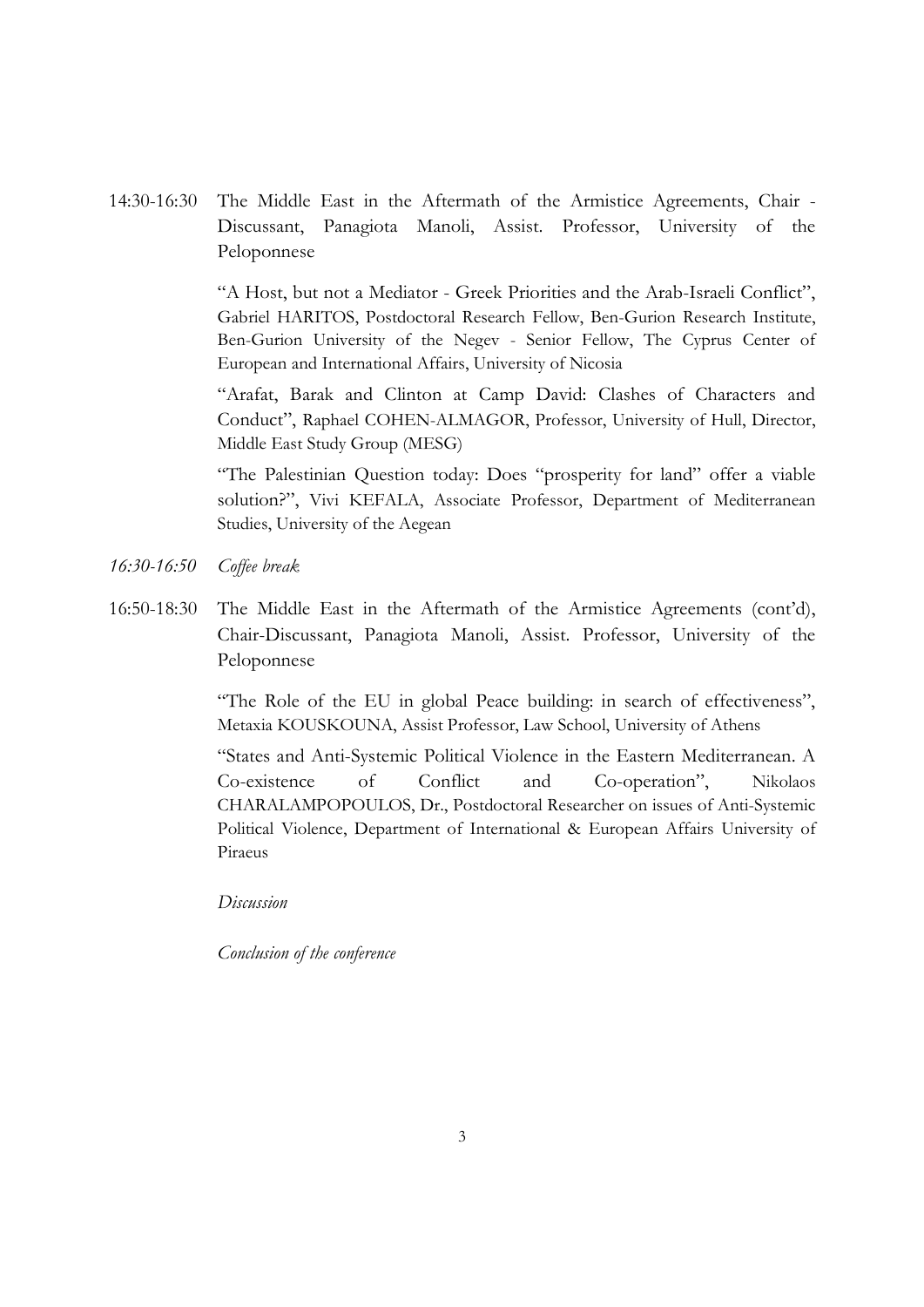14:30-16:30 The Middle East in the Aftermath of the Armistice Agreements, Chair - Discussant, Panagiota Manoli, Assist. Professor, University of the Peloponnese

"A Host, but not a Mediator - Greek Priorities and the Arab-Israeli Conflict", Gabriel HARITOS, Postdoctoral Research Fellow, Ben-Gurion Research Institute, Ben-Gurion University of the Negev - Senior Fellow, The Cyprus Center of European and International Affairs, University of Nicosia

"Arafat, Barak and Clinton at Camp David: Clashes of Characters and Conduct", Raphael COHEN-ALMAGOR, Professor, University of Hull, Director, Middle East Study Group (MESG)

"The Palestinian Question today: Does "prosperity for land" offer a viable solution?", Vivi KEFALA, Associate Professor, Department of Mediterranean Studies, University of the Aegean

*16:30-16:50 Coffee break*

16:50-18:30 The Middle East in the Aftermath of the Armistice Agreements (cont'd), Chair-Discussant, Panagiota Manoli, Assist. Professor, University of the Peloponnese

"The Role of the EU in global Peace building: in search of effectiveness", Metaxia KOUSKOUNA, Assist Professor, Law School, University of Athens

"States and Anti-Systemic Political Violence in the Eastern Mediterranean. A Co-existence of Conflict and Co-operation", Nikolaos CHARALAMPOPOULOS, Dr., Postdoctoral Researcher on issues of Anti-Systemic Political Violence, Department of International & European Affairs University of Piraeus

*Discussion*

*Conclusion of the conference*